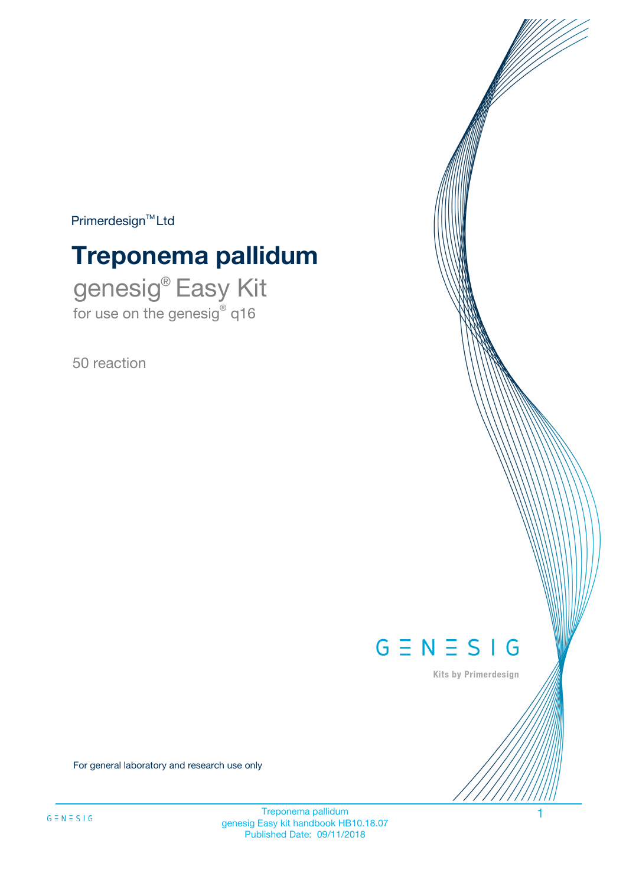Primerdesign™ Ltd

# Treponema pallidum

genesig® Easy Kit

for use on the genesig® q16

50 reaction

GENESIG

Kits by Primerdesign

For general laboratory and research use only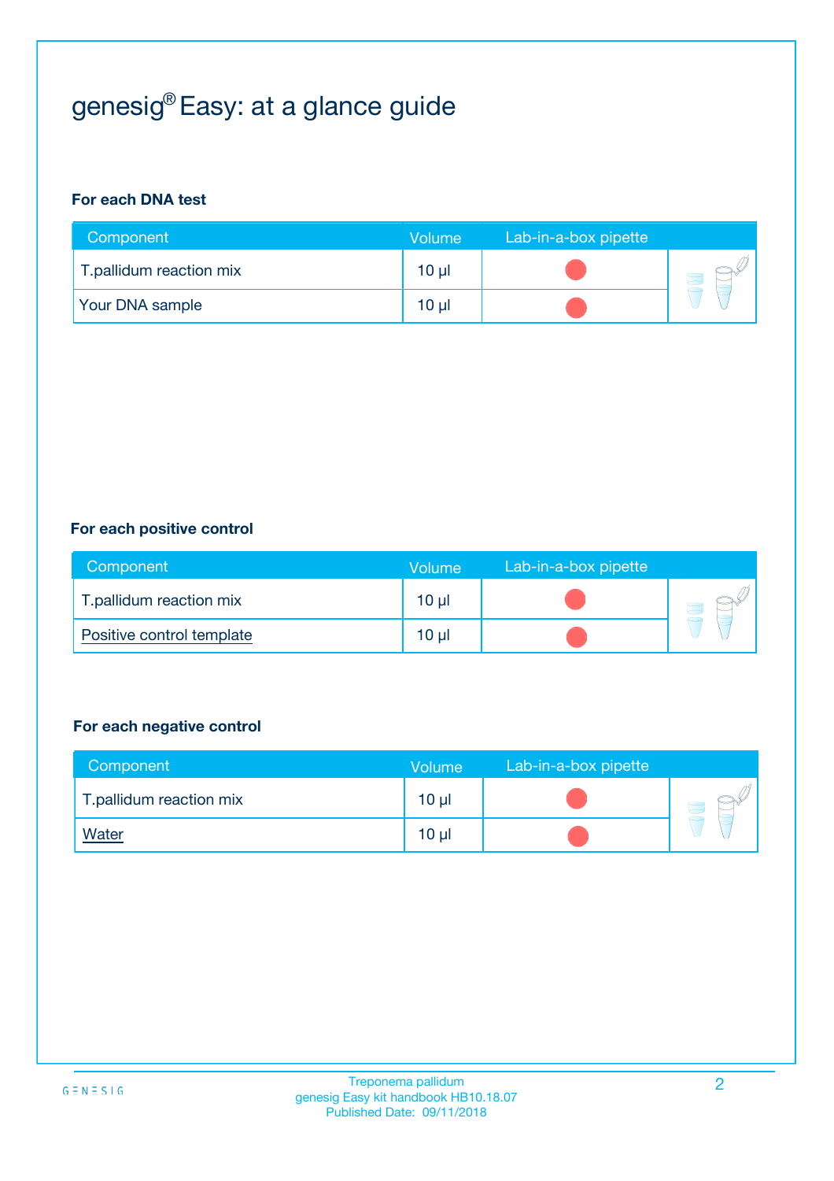# genesig® Easy: at a glance guide

**For each DNA test**

| Component | Volume | Lab-in-a-box pipette |
|---|---|---|
| T.pallidum reaction mix | 10 µl | |
| Your DNA sample | 10 µl | |

**For each positive control**

| Component | Volume | Lab-in-a-box pipette |
|---|---|---|
| T.pallidum reaction mix | 10 µl | |
| Positive control template | 10 µl | |

**For each negative control**

| Component | Volume | Lab-in-a-box pipette |
|---|---|---|
| T.pallidum reaction mix | 10 µl | |
| Water | 10 µl | |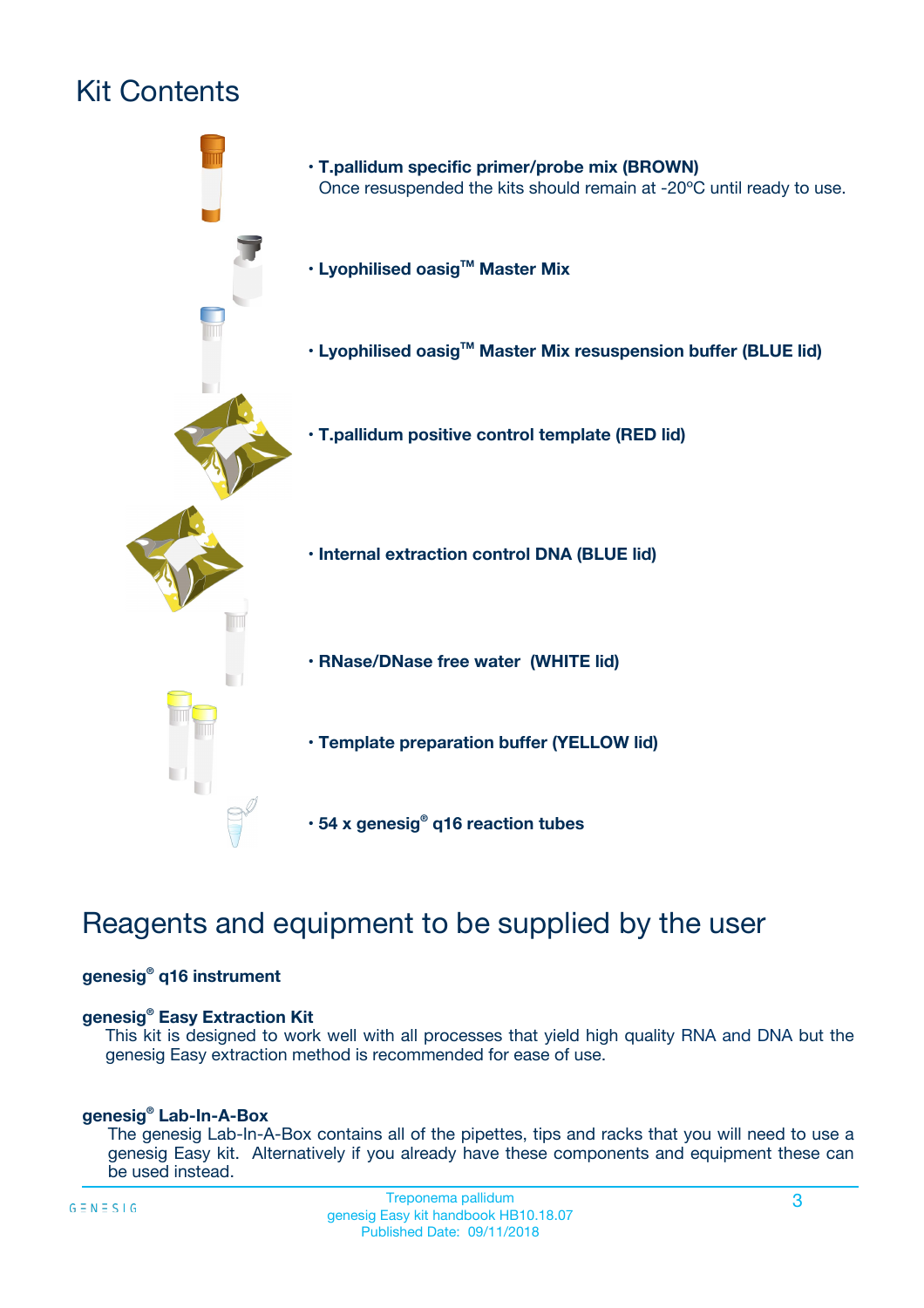# Kit Contents

- **T.pallidum specific primer/probe mix (BROWN)**
  Once resuspended the kits should remain at -20ºC until ready to use.
- **Lyophilised oasig™ Master Mix**
- **Lyophilised oasig™ Master Mix resuspension buffer (BLUE lid)**
- **T.pallidum positive control template (RED lid)**
- **Internal extraction control DNA (BLUE lid)**
- **RNase/DNase free water (WHITE lid)**
- **Template preparation buffer (YELLOW lid)**
- **54 x genesig® q16 reaction tubes**

# Reagents and equipment to be supplied by the user

**genesig® q16 instrument**

**genesig® Easy Extraction Kit**

This kit is designed to work well with all processes that yield high quality RNA and DNA but the genesig Easy extraction method is recommended for ease of use.

**genesig® Lab-In-A-Box**

The genesig Lab-In-A-Box contains all of the pipettes, tips and racks that you will need to use a genesig Easy kit. Alternatively if you already have these components and equipment these can be used instead.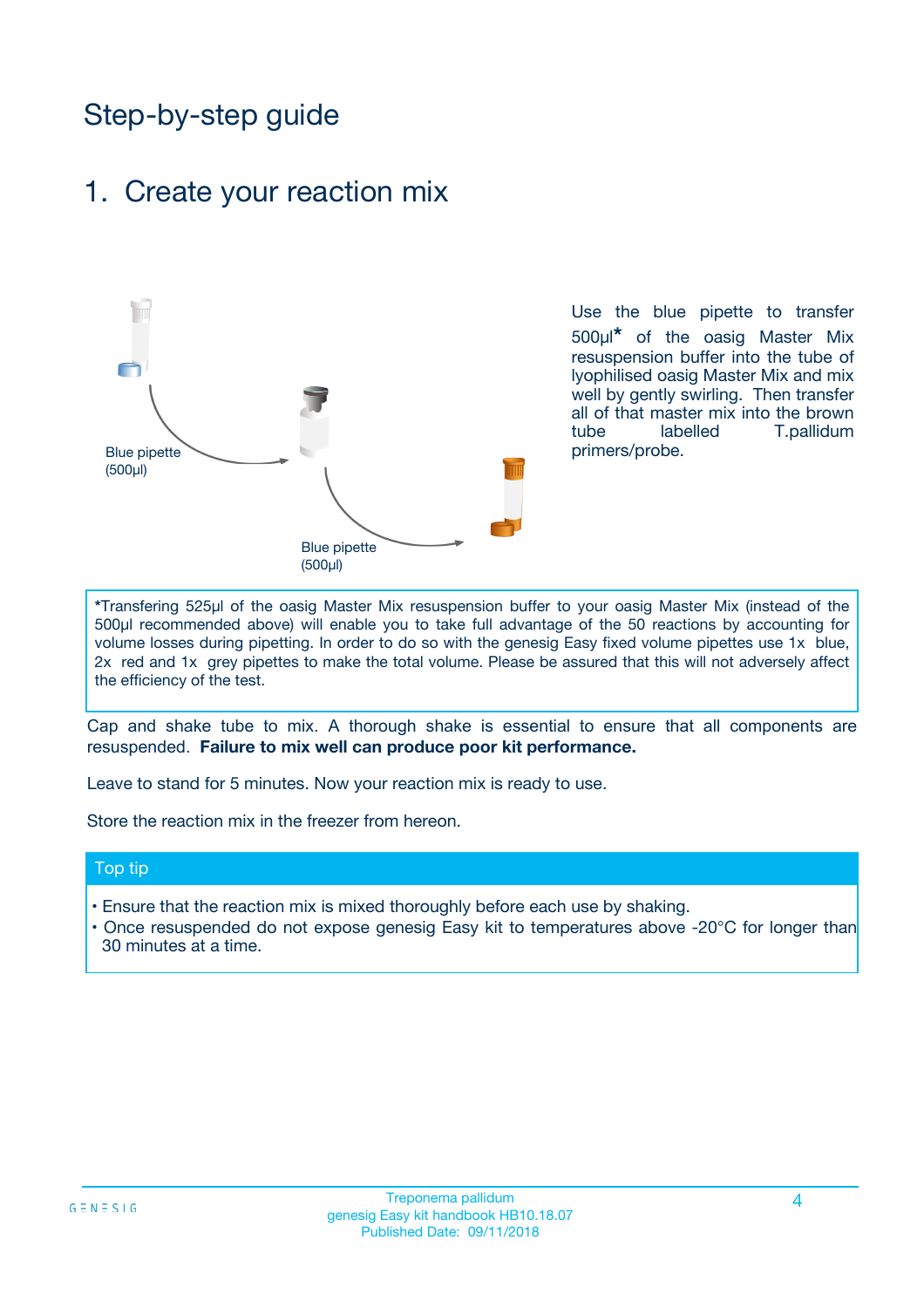# Step-by-step guide

## 1. Create your reaction mix

Blue pipette (500µl)

Blue pipette (500µl)

Use the blue pipette to transfer 500µl* of the oasig Master Mix resuspension buffer into the tube of lyophilised oasig Master Mix and mix well by gently swirling. Then transfer all of that master mix into the brown tube labelled T.pallidum primers/probe.

*Transfering 525µl of the oasig Master Mix resuspension buffer to your oasig Master Mix (instead of the 500µl recommended above) will enable you to take full advantage of the 50 reactions by accounting for volume losses during pipetting. In order to do so with the genesig Easy fixed volume pipettes use 1x blue, 2x red and 1x grey pipettes to make the total volume. Please be assured that this will not adversely affect the efficiency of the test.

Cap and shake tube to mix. A thorough shake is essential to ensure that all components are resuspended. **Failure to mix well can produce poor kit performance.**

Leave to stand for 5 minutes. Now your reaction mix is ready to use.

Store the reaction mix in the freezer from hereon.

**Top tip**

- Ensure that the reaction mix is mixed thoroughly before each use by shaking.
- Once resuspended do not expose genesig Easy kit to temperatures above -20°C for longer than 30 minutes at a time.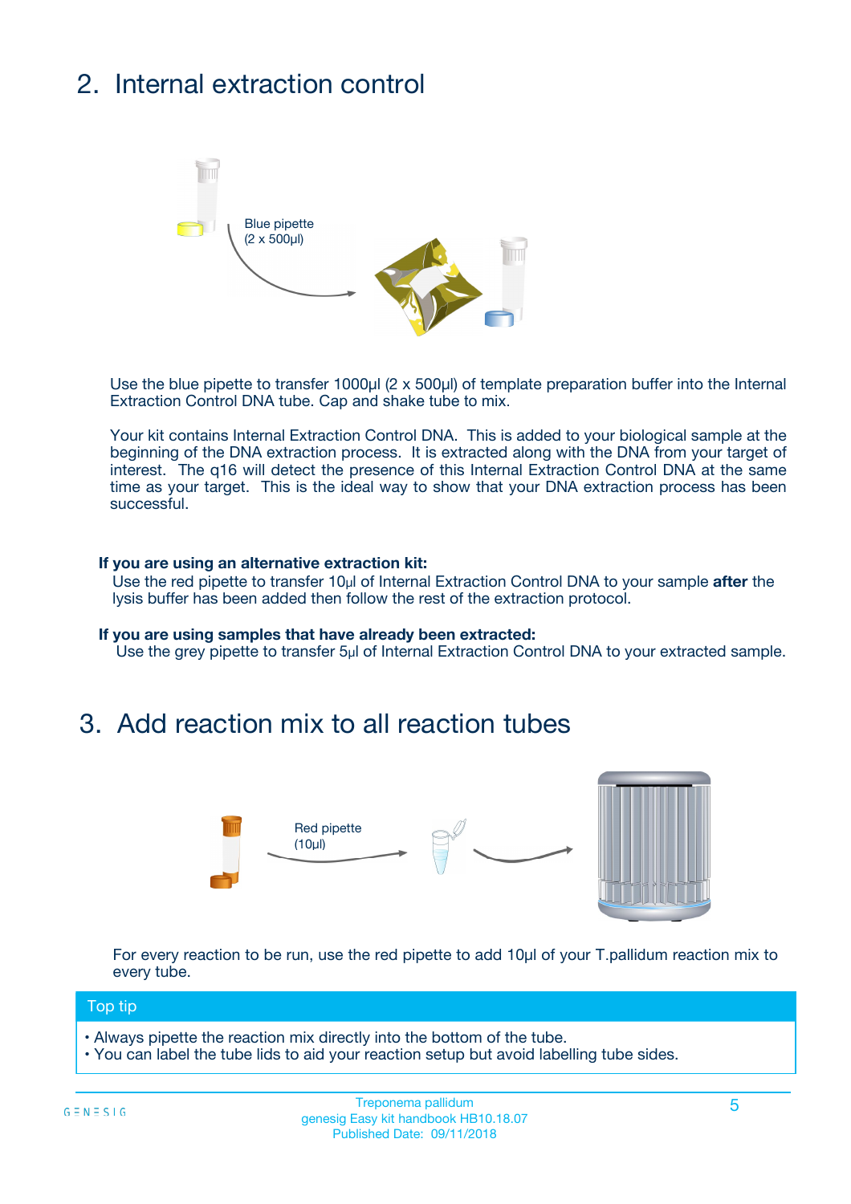## 2. Internal extraction control

Blue pipette
(2 x 500µl)

Use the blue pipette to transfer 1000µl (2 x 500µl) of template preparation buffer into the Internal Extraction Control DNA tube. Cap and shake tube to mix.

Your kit contains Internal Extraction Control DNA. This is added to your biological sample at the beginning of the DNA extraction process. It is extracted along with the DNA from your target of interest. The q16 will detect the presence of this Internal Extraction Control DNA at the same time as your target. This is the ideal way to show that your DNA extraction process has been successful.

**If you are using an alternative extraction kit:**
Use the red pipette to transfer 10µl of Internal Extraction Control DNA to your sample **after** the lysis buffer has been added then follow the rest of the extraction protocol.

**If you are using samples that have already been extracted:**
Use the grey pipette to transfer 5µl of Internal Extraction Control DNA to your extracted sample.

## 3. Add reaction mix to all reaction tubes

Red pipette
(10µl)

For every reaction to be run, use the red pipette to add 10µl of your T.pallidum reaction mix to every tube.

**Top tip**

- Always pipette the reaction mix directly into the bottom of the tube.
- You can label the tube lids to aid your reaction setup but avoid labelling tube sides.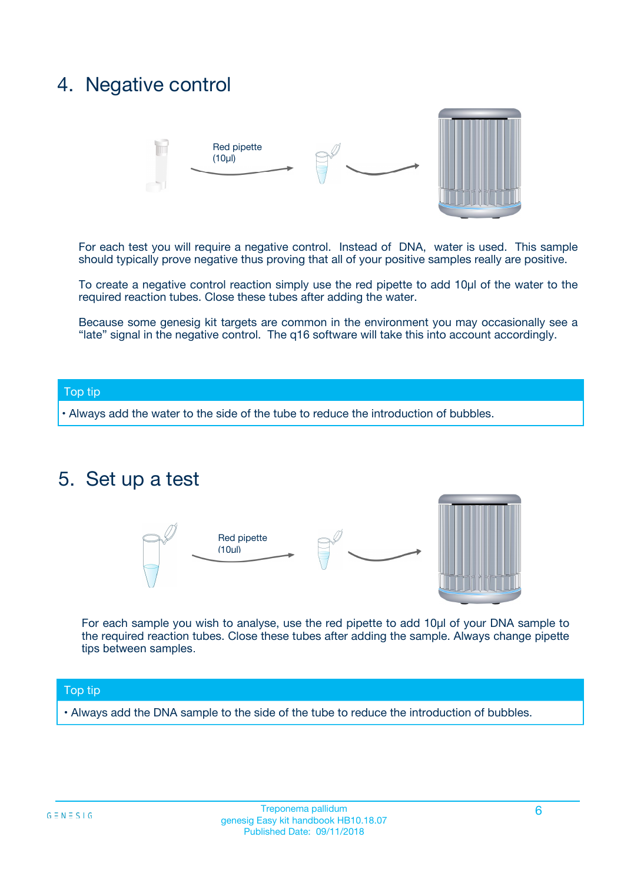## 4. Negative control

Red pipette (10µl)

For each test you will require a negative control. Instead of DNA, water is used. This sample should typically prove negative thus proving that all of your positive samples really are positive.

To create a negative control reaction simply use the red pipette to add 10µl of the water to the required reaction tubes. Close these tubes after adding the water.

Because some genesig kit targets are common in the environment you may occasionally see a "late" signal in the negative control. The q16 software will take this into account accordingly.

**Top tip**

- Always add the water to the side of the tube to reduce the introduction of bubbles.

## 5. Set up a test

Red pipette (10µl)

For each sample you wish to analyse, use the red pipette to add 10µl of your DNA sample to the required reaction tubes. Close these tubes after adding the sample. Always change pipette tips between samples.

**Top tip**

- Always add the DNA sample to the side of the tube to reduce the introduction of bubbles.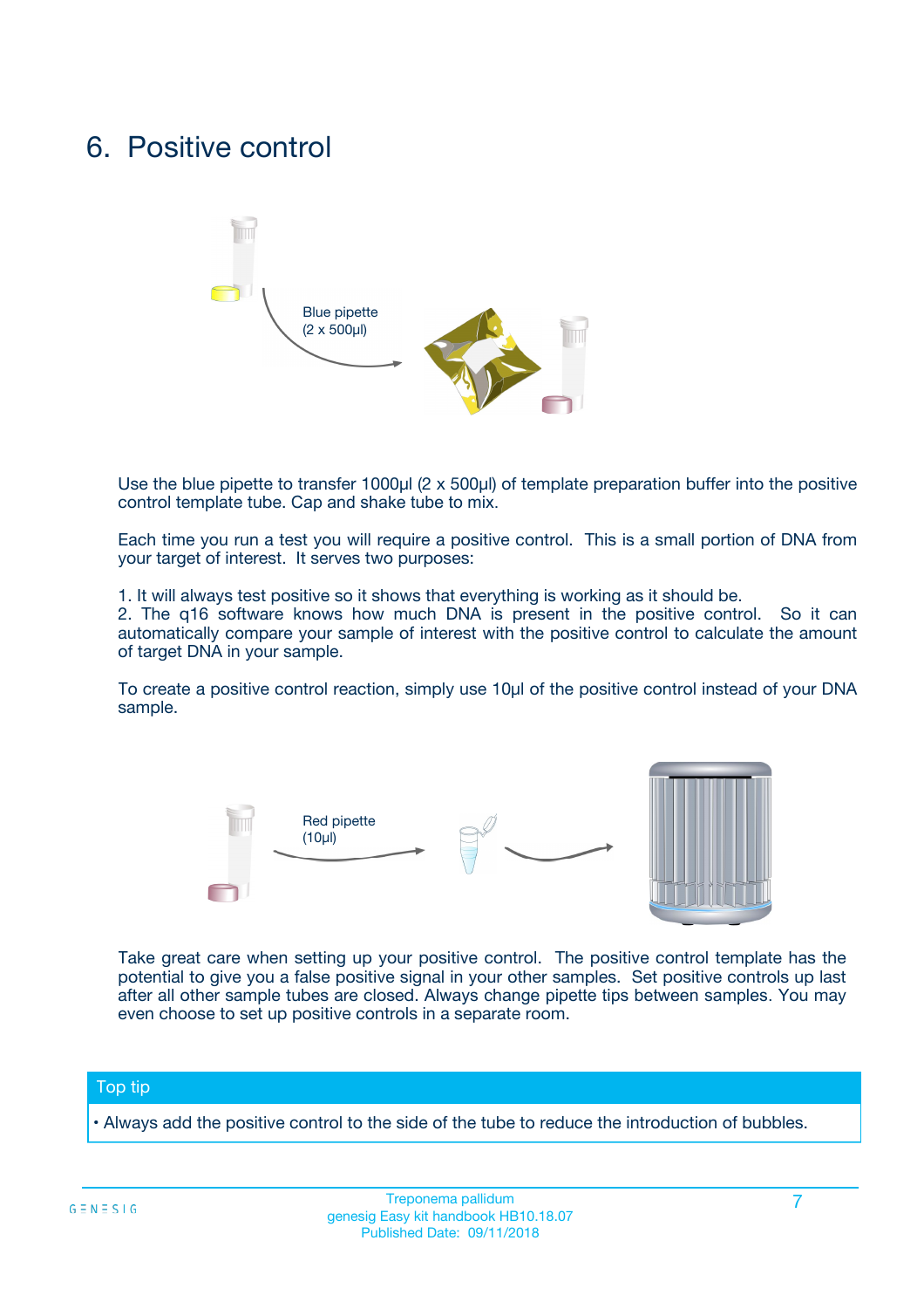# 6. Positive control

Blue pipette (2 x 500µl)

Use the blue pipette to transfer 1000µl (2 x 500µl) of template preparation buffer into the positive control template tube. Cap and shake tube to mix.

Each time you run a test you will require a positive control. This is a small portion of DNA from your target of interest. It serves two purposes:

1. It will always test positive so it shows that everything is working as it should be.
2. The q16 software knows how much DNA is present in the positive control. So it can automatically compare your sample of interest with the positive control to calculate the amount of target DNA in your sample.

To create a positive control reaction, simply use 10µl of the positive control instead of your DNA sample.

Red pipette (10µl)

Take great care when setting up your positive control. The positive control template has the potential to give you a false positive signal in your other samples. Set positive controls up last after all other sample tubes are closed. Always change pipette tips between samples. You may even choose to set up positive controls in a separate room.

## Top tip

• Always add the positive control to the side of the tube to reduce the introduction of bubbles.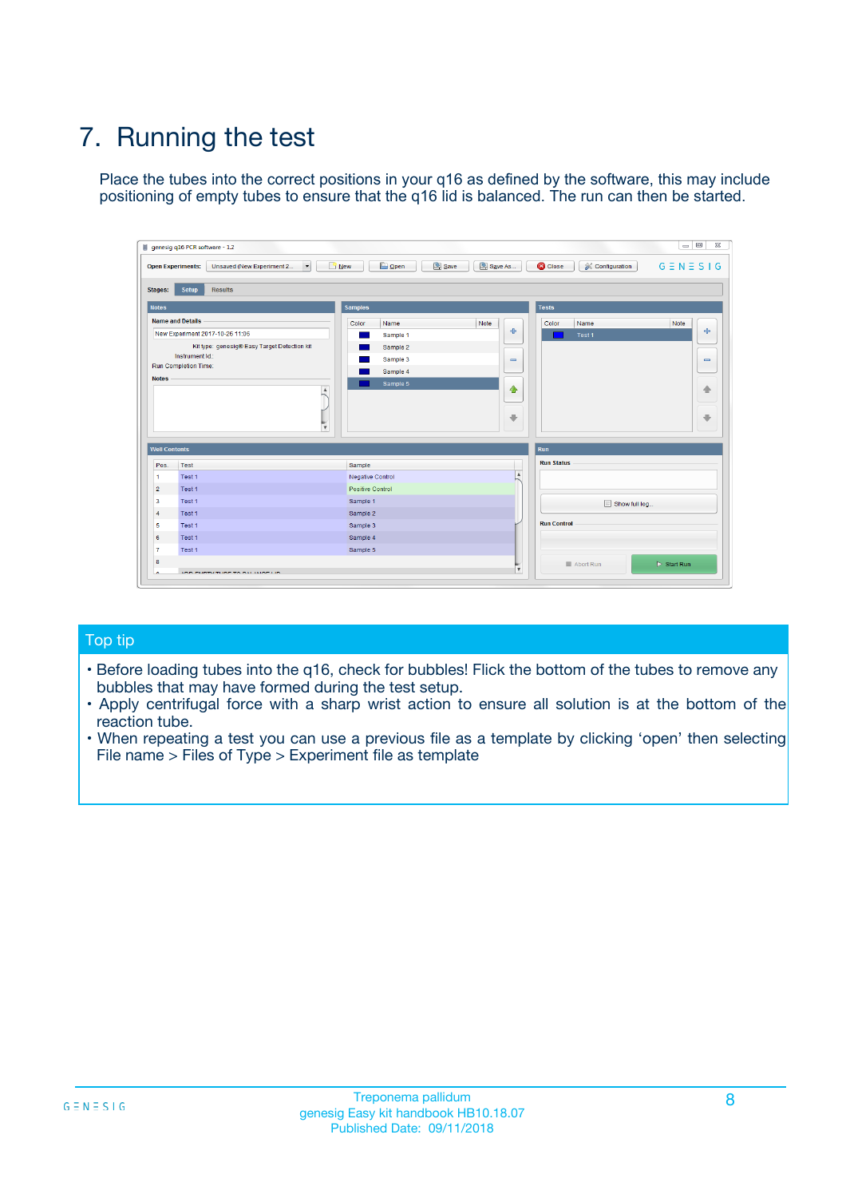# 7. Running the test

Place the tubes into the correct positions in your q16 as defined by the software, this may include positioning of empty tubes to ensure that the q16 lid is balanced. The run can then be started.

## Top tip

- Before loading tubes into the q16, check for bubbles! Flick the bottom of the tubes to remove any bubbles that may have formed during the test setup.
- Apply centrifugal force with a sharp wrist action to ensure all solution is at the bottom of the reaction tube.
- When repeating a test you can use a previous file as a template by clicking 'open' then selecting File name > Files of Type > Experiment file as template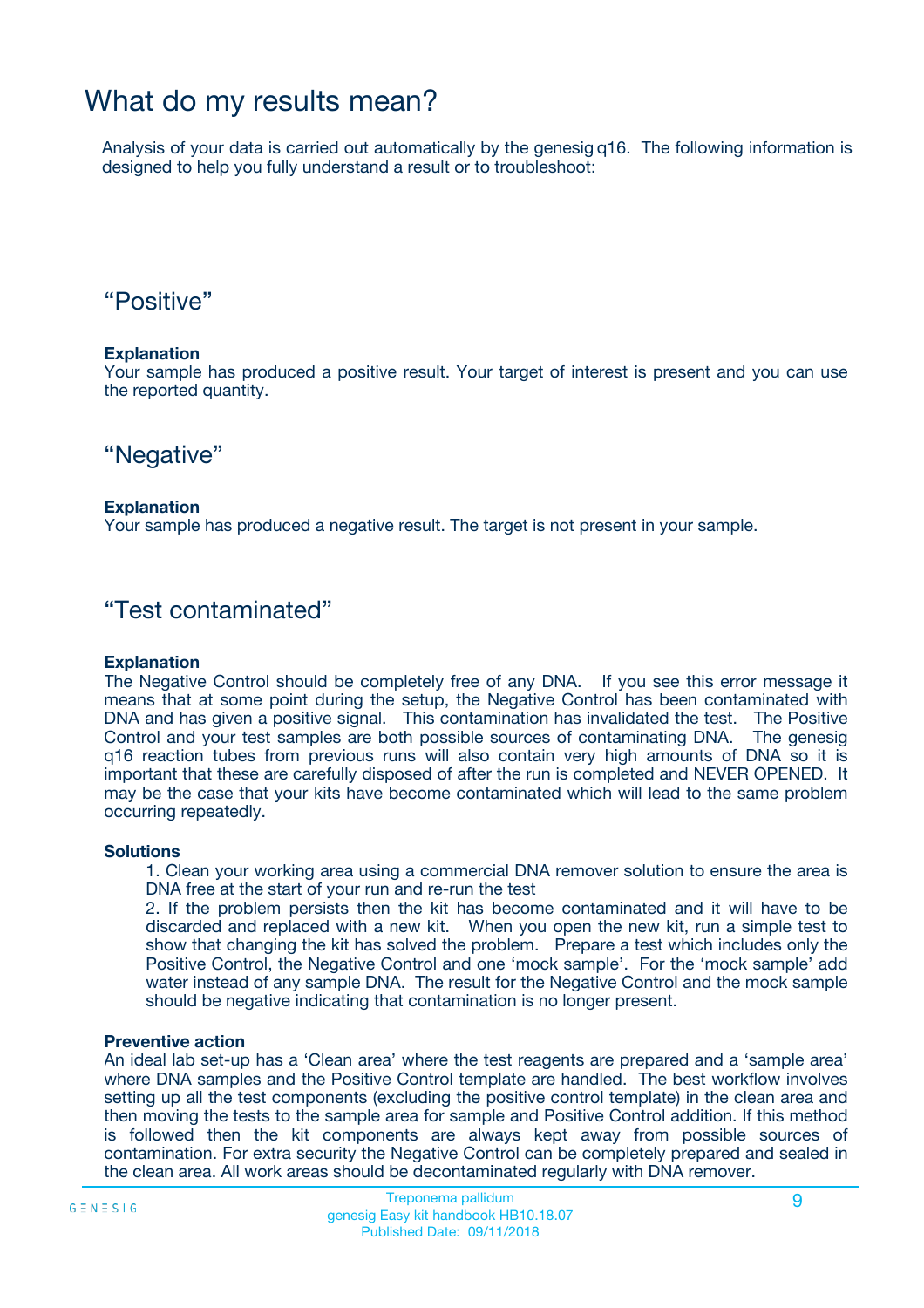# What do my results mean?

Analysis of your data is carried out automatically by the genesig q16. The following information is designed to help you fully understand a result or to troubleshoot:

## "Positive"

**Explanation**

Your sample has produced a positive result. Your target of interest is present and you can use the reported quantity.

## "Negative"

**Explanation**

Your sample has produced a negative result. The target is not present in your sample.

## "Test contaminated"

**Explanation**

The Negative Control should be completely free of any DNA. If you see this error message it means that at some point during the setup, the Negative Control has been contaminated with DNA and has given a positive signal. This contamination has invalidated the test. The Positive Control and your test samples are both possible sources of contaminating DNA. The genesig q16 reaction tubes from previous runs will also contain very high amounts of DNA so it is important that these are carefully disposed of after the run is completed and NEVER OPENED. It may be the case that your kits have become contaminated which will lead to the same problem occurring repeatedly.

**Solutions**

1. Clean your working area using a commercial DNA remover solution to ensure the area is DNA free at the start of your run and re-run the test
2. If the problem persists then the kit has become contaminated and it will have to be discarded and replaced with a new kit. When you open the new kit, run a simple test to show that changing the kit has solved the problem. Prepare a test which includes only the Positive Control, the Negative Control and one 'mock sample'. For the 'mock sample' add water instead of any sample DNA. The result for the Negative Control and the mock sample should be negative indicating that contamination is no longer present.

**Preventive action**

An ideal lab set-up has a 'Clean area' where the test reagents are prepared and a 'sample area' where DNA samples and the Positive Control template are handled. The best workflow involves setting up all the test components (excluding the positive control template) in the clean area and then moving the tests to the sample area for sample and Positive Control addition. If this method is followed then the kit components are always kept away from possible sources of contamination. For extra security the Negative Control can be completely prepared and sealed in the clean area. All work areas should be decontaminated regularly with DNA remover.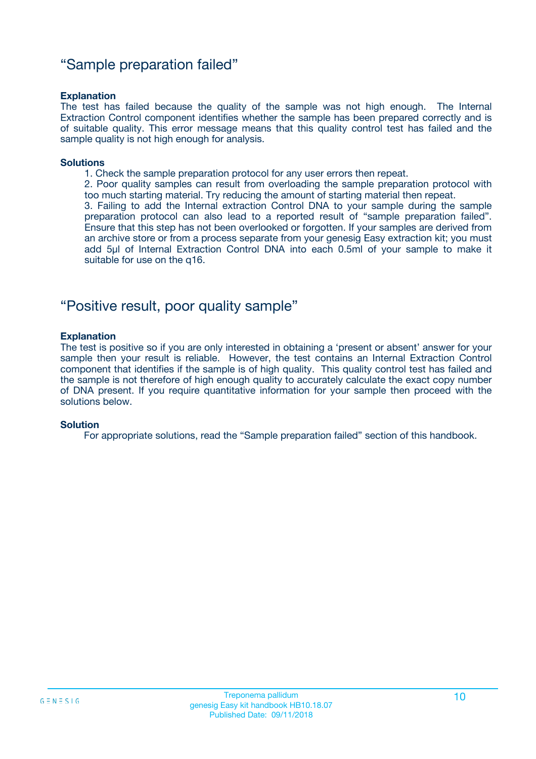## “Sample preparation failed”

**Explanation**

The test has failed because the quality of the sample was not high enough. The Internal Extraction Control component identifies whether the sample has been prepared correctly and is of suitable quality. This error message means that this quality control test has failed and the sample quality is not high enough for analysis.

**Solutions**

1. Check the sample preparation protocol for any user errors then repeat.
2. Poor quality samples can result from overloading the sample preparation protocol with too much starting material. Try reducing the amount of starting material then repeat.
3. Failing to add the Internal extraction Control DNA to your sample during the sample preparation protocol can also lead to a reported result of “sample preparation failed”. Ensure that this step has not been overlooked or forgotten. If your samples are derived from an archive store or from a process separate from your genesig Easy extraction kit; you must add 5µl of Internal Extraction Control DNA into each 0.5ml of your sample to make it suitable for use on the q16.

## “Positive result, poor quality sample”

**Explanation**

The test is positive so if you are only interested in obtaining a ‘present or absent’ answer for your sample then your result is reliable. However, the test contains an Internal Extraction Control component that identifies if the sample is of high quality. This quality control test has failed and the sample is not therefore of high enough quality to accurately calculate the exact copy number of DNA present. If you require quantitative information for your sample then proceed with the solutions below.

**Solution**

For appropriate solutions, read the “Sample preparation failed” section of this handbook.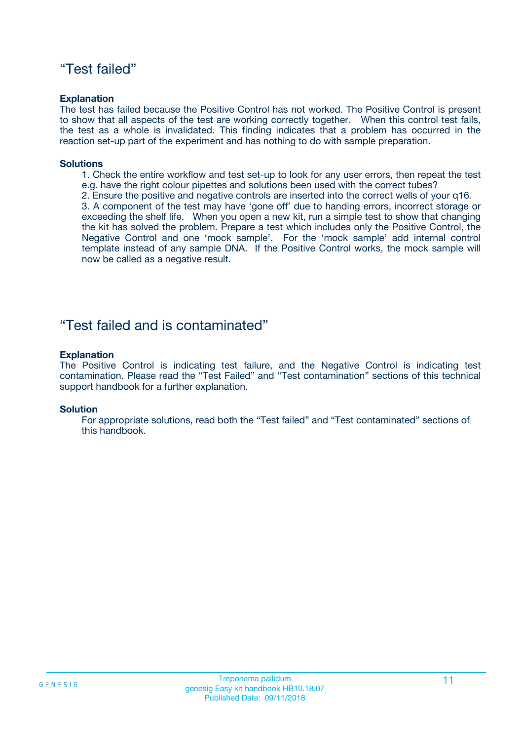## “Test failed”

**Explanation**

The test has failed because the Positive Control has not worked. The Positive Control is present to show that all aspects of the test are working correctly together. When this control test fails, the test as a whole is invalidated. This finding indicates that a problem has occurred in the reaction set-up part of the experiment and has nothing to do with sample preparation.

**Solutions**

1. Check the entire workflow and test set-up to look for any user errors, then repeat the test e.g. have the right colour pipettes and solutions been used with the correct tubes?
2. Ensure the positive and negative controls are inserted into the correct wells of your q16.
3. A component of the test may have ‘gone off’ due to handing errors, incorrect storage or exceeding the shelf life. When you open a new kit, run a simple test to show that changing the kit has solved the problem. Prepare a test which includes only the Positive Control, the Negative Control and one ‘mock sample’. For the ‘mock sample’ add internal control template instead of any sample DNA. If the Positive Control works, the mock sample will now be called as a negative result.

## “Test failed and is contaminated”

**Explanation**

The Positive Control is indicating test failure, and the Negative Control is indicating test contamination. Please read the “Test Failed” and “Test contamination” sections of this technical support handbook for a further explanation.

**Solution**

For appropriate solutions, read both the “Test failed” and “Test contaminated” sections of this handbook.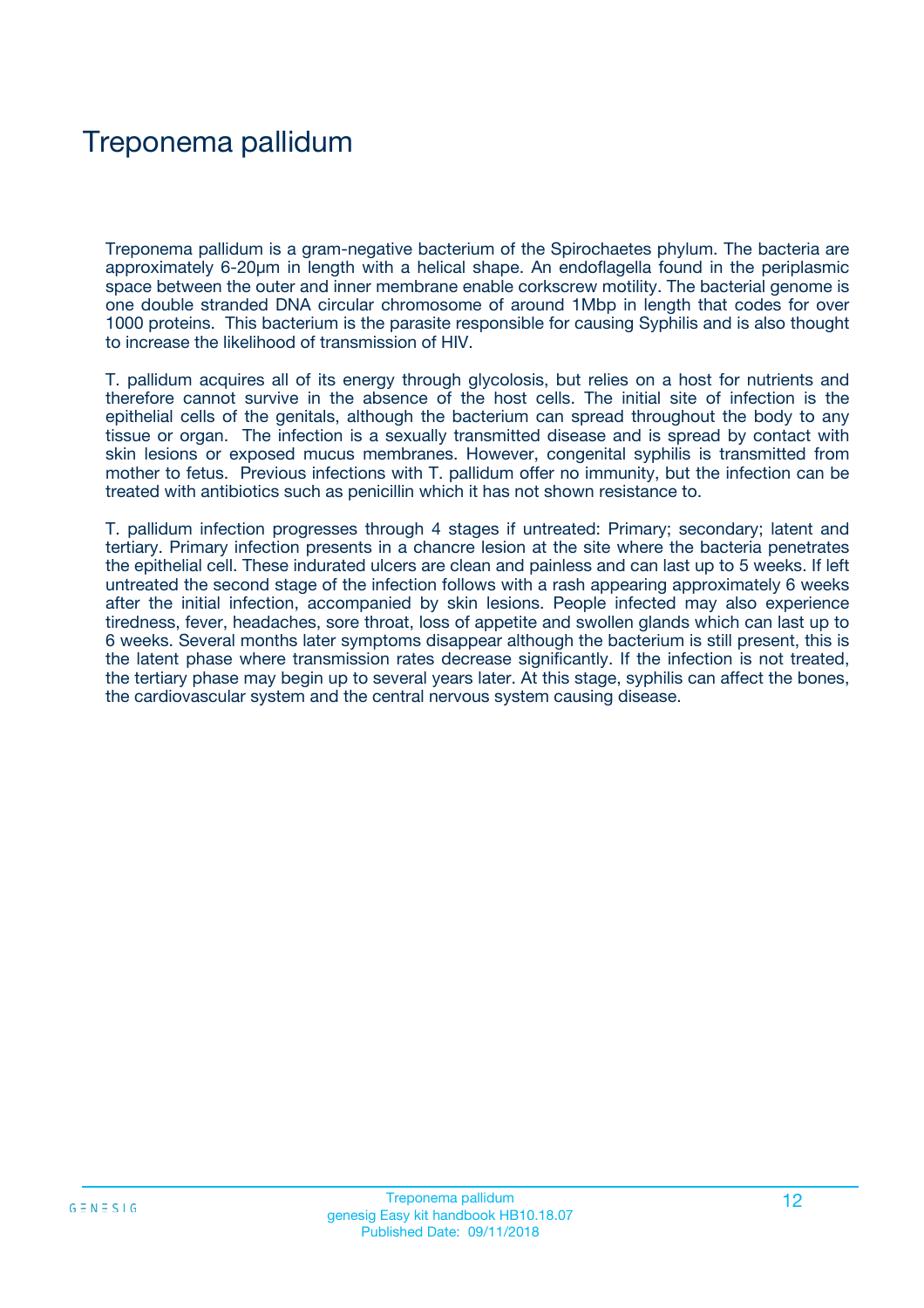# Treponema pallidum

Treponema pallidum is a gram-negative bacterium of the Spirochaetes phylum. The bacteria are approximately 6-20μm in length with a helical shape. An endoflagella found in the periplasmic space between the outer and inner membrane enable corkscrew motility. The bacterial genome is one double stranded DNA circular chromosome of around 1Mbp in length that codes for over 1000 proteins. This bacterium is the parasite responsible for causing Syphilis and is also thought to increase the likelihood of transmission of HIV.

T. pallidum acquires all of its energy through glycolosis, but relies on a host for nutrients and therefore cannot survive in the absence of the host cells. The initial site of infection is the epithelial cells of the genitals, although the bacterium can spread throughout the body to any tissue or organ. The infection is a sexually transmitted disease and is spread by contact with skin lesions or exposed mucus membranes. However, congenital syphilis is transmitted from mother to fetus. Previous infections with T. pallidum offer no immunity, but the infection can be treated with antibiotics such as penicillin which it has not shown resistance to.

T. pallidum infection progresses through 4 stages if untreated: Primary; secondary; latent and tertiary. Primary infection presents in a chancre lesion at the site where the bacteria penetrates the epithelial cell. These indurated ulcers are clean and painless and can last up to 5 weeks. If left untreated the second stage of the infection follows with a rash appearing approximately 6 weeks after the initial infection, accompanied by skin lesions. People infected may also experience tiredness, fever, headaches, sore throat, loss of appetite and swollen glands which can last up to 6 weeks. Several months later symptoms disappear although the bacterium is still present, this is the latent phase where transmission rates decrease significantly. If the infection is not treated, the tertiary phase may begin up to several years later. At this stage, syphilis can affect the bones, the cardiovascular system and the central nervous system causing disease.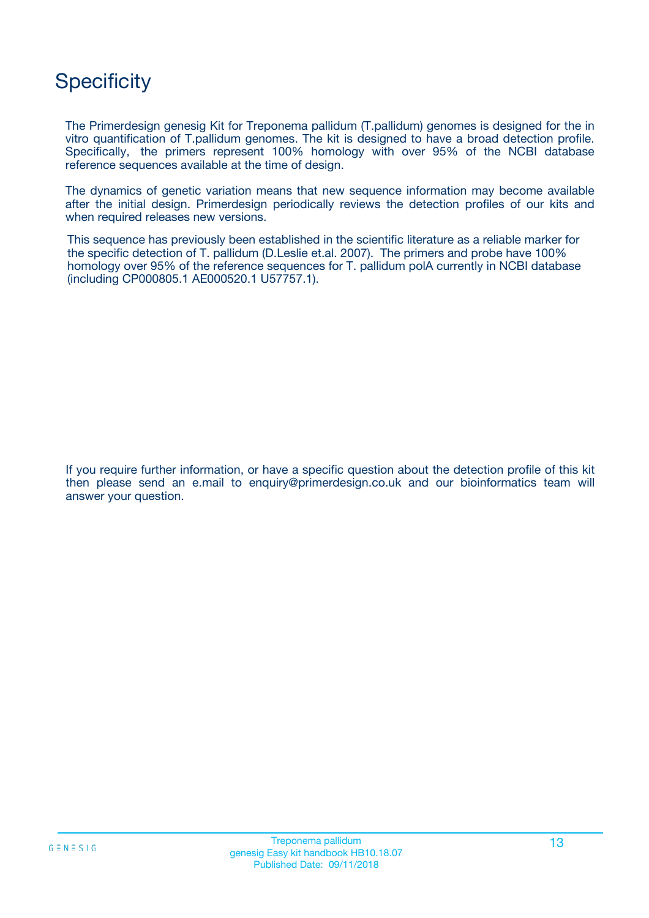# Specificity

The Primerdesign genesig Kit for Treponema pallidum (T.pallidum) genomes is designed for the in vitro quantification of T.pallidum genomes. The kit is designed to have a broad detection profile. Specifically, the primers represent 100% homology with over 95% of the NCBI database reference sequences available at the time of design.

The dynamics of genetic variation means that new sequence information may become available after the initial design. Primerdesign periodically reviews the detection profiles of our kits and when required releases new versions.

This sequence has previously been established in the scientific literature as a reliable marker for the specific detection of T. pallidum (D.Leslie et.al. 2007). The primers and probe have 100% homology over 95% of the reference sequences for T. pallidum polA currently in NCBI database (including CP000805.1 AE000520.1 U57757.1).

If you require further information, or have a specific question about the detection profile of this kit then please send an e.mail to enquiry@primerdesign.co.uk and our bioinformatics team will answer your question.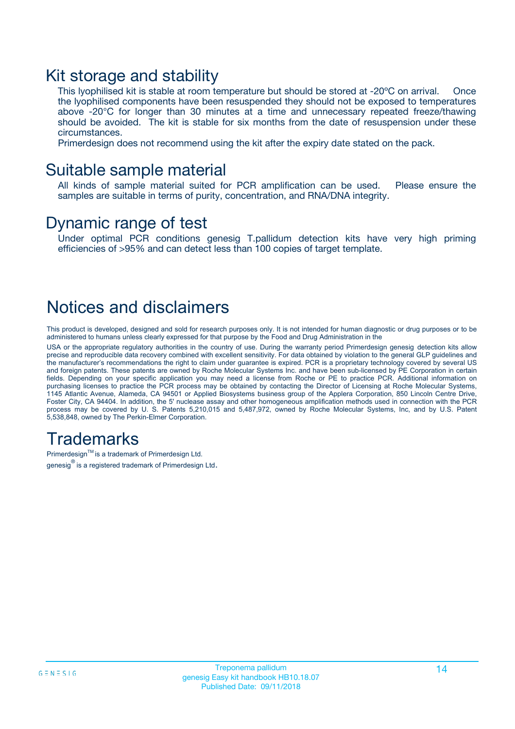## Kit storage and stability

This lyophilised kit is stable at room temperature but should be stored at -20ºC on arrival. Once the lyophilised components have been resuspended they should not be exposed to temperatures above -20°C for longer than 30 minutes at a time and unnecessary repeated freeze/thawing should be avoided. The kit is stable for six months from the date of resuspension under these circumstances.

Primerdesign does not recommend using the kit after the expiry date stated on the pack.

## Suitable sample material

All kinds of sample material suited for PCR amplification can be used. Please ensure the samples are suitable in terms of purity, concentration, and RNA/DNA integrity.

## Dynamic range of test

Under optimal PCR conditions genesig T.pallidum detection kits have very high priming efficiencies of >95% and can detect less than 100 copies of target template.

# Notices and disclaimers

This product is developed, designed and sold for research purposes only. It is not intended for human diagnostic or drug purposes or to be administered to humans unless clearly expressed for that purpose by the Food and Drug Administration in the

USA or the appropriate regulatory authorities in the country of use. During the warranty period Primerdesign genesig detection kits allow precise and reproducible data recovery combined with excellent sensitivity. For data obtained by violation to the general GLP guidelines and the manufacturer's recommendations the right to claim under guarantee is expired. PCR is a proprietary technology covered by several US and foreign patents. These patents are owned by Roche Molecular Systems Inc. and have been sub-licensed by PE Corporation in certain fields. Depending on your specific application you may need a license from Roche or PE to practice PCR. Additional information on purchasing licenses to practice the PCR process may be obtained by contacting the Director of Licensing at Roche Molecular Systems, 1145 Atlantic Avenue, Alameda, CA 94501 or Applied Biosystems business group of the Applera Corporation, 850 Lincoln Centre Drive, Foster City, CA 94404. In addition, the 5' nuclease assay and other homogeneous amplification methods used in connection with the PCR process may be covered by U. S. Patents 5,210,015 and 5,487,972, owned by Roche Molecular Systems, Inc, and by U.S. Patent 5,538,848, owned by The Perkin-Elmer Corporation.

# Trademarks

Primerdesign™ is a trademark of Primerdesign Ltd.

genesig® is a registered trademark of Primerdesign Ltd.